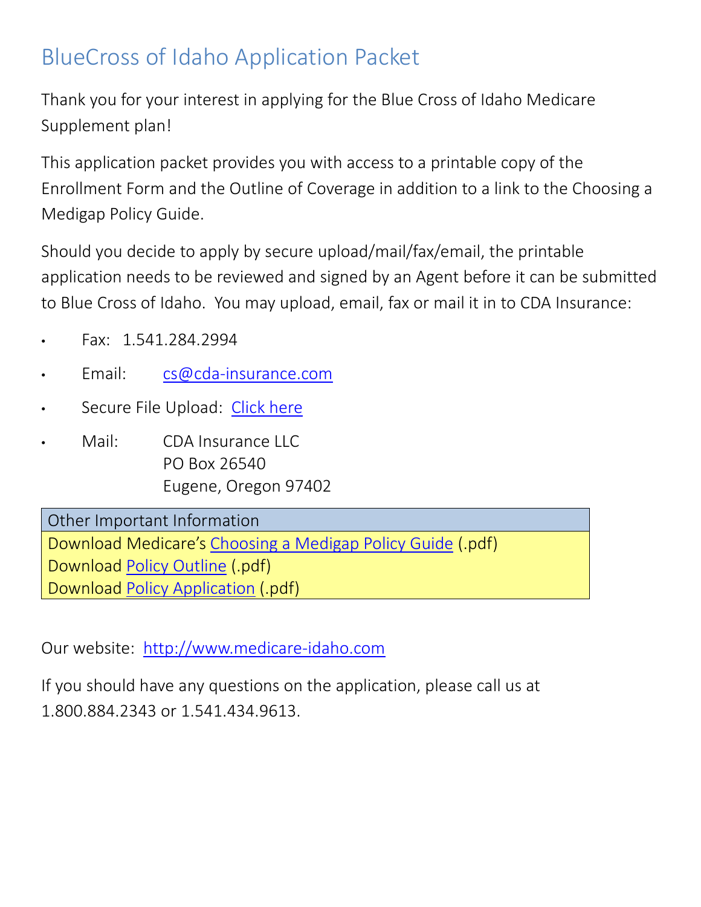# BlueCross of Idaho Application Packet

Thank you for your interest in applying for the Blue Cross of Idaho Medicare Supplement plan!

This application packet provides you with access to a printable copy of the Enrollment Form and the Outline of Coverage in addition to a link to the Choosing a Medigap Policy Guide.

Should you decide to apply by secure upload/mail/fax/email, the printable application needs to be reviewed and signed by an Agent before it can be submitted to Blue Cross of Idaho. You may upload, email, fax or mail it in to CDA Insurance:

- Fax: 1.541.284.2994
- Email: cs@cda-insurance.com
- Secure File Upload: Click here
- Mail: CDA Insurance LLC
  PO Box 26540
  Eugene, Oregon 97402

| Other Important Information |
|---|
| Download Medicare's Choosing a Medigap Policy Guide (.pdf) |
| Download Policy Outline (.pdf) |
| Download Policy Application (.pdf) |

Our website: http://www.medicare-idaho.com

If you should have any questions on the application, please call us at 1.800.884.2343 or 1.541.434.9613.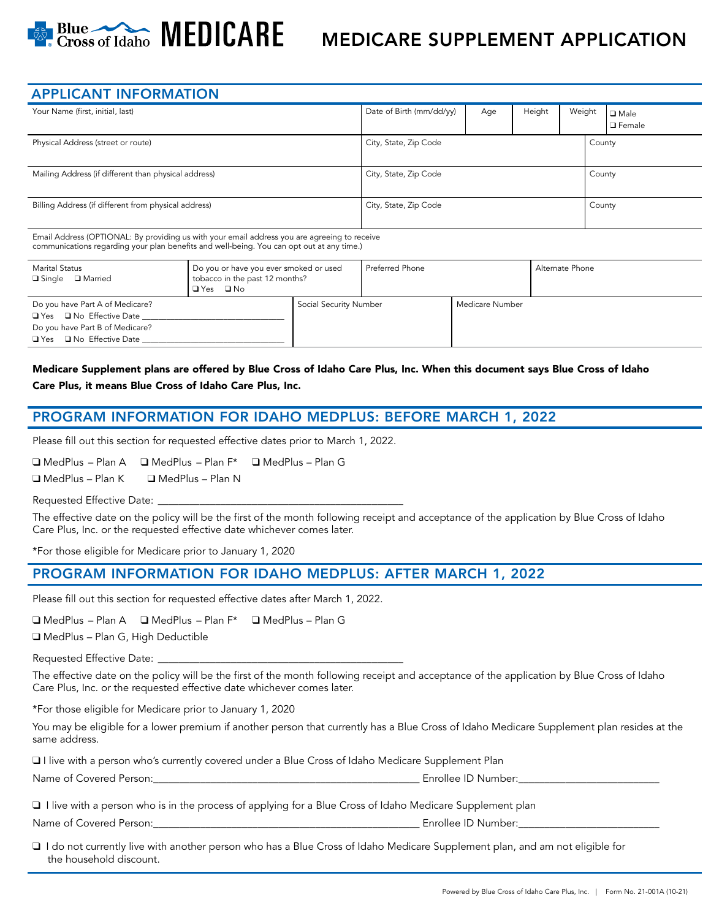# MEDICARE SUPPLEMENT APPLICATION

## APPLICANT INFORMATION

| Your Name (first, initial, last) | Date of Birth (mm/dd/yy) | Age | Height | Weight | ❑ Male ❑ Female |
|---|---|---|---|---|---|
| | | | | | |

| Physical Address (street or route) | City, State, Zip Code | County |
|---|---|---|
| | | |
| Mailing Address (if different than physical address) | City, State, Zip Code | County |
| | | |
| Billing Address (if different from physical address) | City, State, Zip Code | County |
| | | |

Email Address (OPTIONAL: By providing us with your email address you are agreeing to receive communications regarding your plan benefits and well-being. You can opt out at any time.)

| Marital Status ❑ Single ❑ Married | Do you or have you ever smoked or used tobacco in the past 12 months? ❑ Yes ❑ No | Preferred Phone | Alternate Phone |
|---|---|---|---|

| Do you have Part A of Medicare? ❑ Yes ❑ No Effective Date ______ Do you have Part B of Medicare? ❑ Yes ❑ No Effective Date ______ | Social Security Number | Medicare Number |
|---|---|---|

**Medicare Supplement plans are offered by Blue Cross of Idaho Care Plus, Inc. When this document says Blue Cross of Idaho Care Plus, it means Blue Cross of Idaho Care Plus, Inc.**

## PROGRAM INFORMATION FOR IDAHO MEDPLUS: BEFORE MARCH 1, 2022

Please fill out this section for requested effective dates prior to March 1, 2022.

❑ MedPlus – Plan A ❑ MedPlus – Plan F* ❑ MedPlus – Plan G

❑ MedPlus – Plan K ❑ MedPlus – Plan N

Requested Effective Date: ____________________

The effective date on the policy will be the first of the month following receipt and acceptance of the application by Blue Cross of Idaho Care Plus, Inc. or the requested effective date whichever comes later.

*For those eligible for Medicare prior to January 1, 2020

## PROGRAM INFORMATION FOR IDAHO MEDPLUS: AFTER MARCH 1, 2022

Please fill out this section for requested effective dates after March 1, 2022.

❑ MedPlus – Plan A ❑ MedPlus – Plan F* ❑ MedPlus – Plan G

❑ MedPlus – Plan G, High Deductible

Requested Effective Date: ____________________

The effective date on the policy will be the first of the month following receipt and acceptance of the application by Blue Cross of Idaho Care Plus, Inc. or the requested effective date whichever comes later.

*For those eligible for Medicare prior to January 1, 2020

You may be eligible for a lower premium if another person that currently has a Blue Cross of Idaho Medicare Supplement plan resides at the same address.

❑ I live with a person who's currently covered under a Blue Cross of Idaho Medicare Supplement Plan

Name of Covered Person:____________________ Enrollee ID Number:____________________

❑ I live with a person who is in the process of applying for a Blue Cross of Idaho Medicare Supplement plan

Name of Covered Person:____________________ Enrollee ID Number:____________________

❑ I do not currently live with another person who has a Blue Cross of Idaho Medicare Supplement plan, and am not eligible for the household discount.

Powered by Blue Cross of Idaho Care Plus, Inc. | Form No. 21-001A (10-21)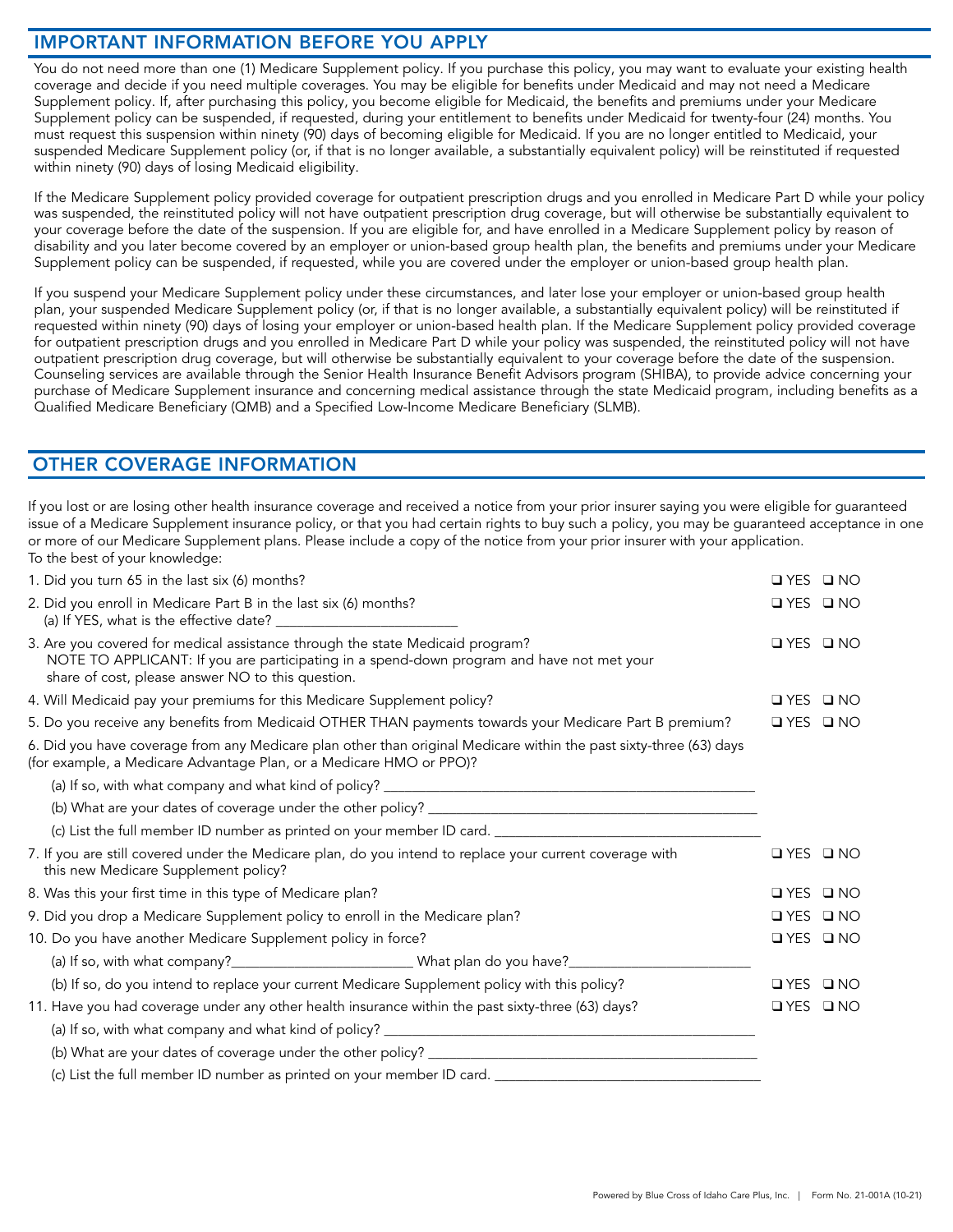## IMPORTANT INFORMATION BEFORE YOU APPLY

You do not need more than one (1) Medicare Supplement policy. If you purchase this policy, you may want to evaluate your existing health coverage and decide if you need multiple coverages. You may be eligible for benefits under Medicaid and may not need a Medicare Supplement policy. If, after purchasing this policy, you become eligible for Medicaid, the benefits and premiums under your Medicare Supplement policy can be suspended, if requested, during your entitlement to benefits under Medicaid for twenty-four (24) months. You must request this suspension within ninety (90) days of becoming eligible for Medicaid. If you are no longer entitled to Medicaid, your suspended Medicare Supplement policy (or, if that is no longer available, a substantially equivalent policy) will be reinstituted if requested within ninety (90) days of losing Medicaid eligibility.

If the Medicare Supplement policy provided coverage for outpatient prescription drugs and you enrolled in Medicare Part D while your policy was suspended, the reinstituted policy will not have outpatient prescription drug coverage, but will otherwise be substantially equivalent to your coverage before the date of the suspension. If you are eligible for, and have enrolled in a Medicare Supplement policy by reason of disability and you later become covered by an employer or union-based group health plan, the benefits and premiums under your Medicare Supplement policy can be suspended, if requested, while you are covered under the employer or union-based group health plan.

If you suspend your Medicare Supplement policy under these circumstances, and later lose your employer or union-based group health plan, your suspended Medicare Supplement policy (or, if that is no longer available, a substantially equivalent policy) will be reinstituted if requested within ninety (90) days of losing your employer or union-based health plan. If the Medicare Supplement policy provided coverage for outpatient prescription drugs and you enrolled in Medicare Part D while your policy was suspended, the reinstituted policy will not have outpatient prescription drug coverage, but will otherwise be substantially equivalent to your coverage before the date of the suspension. Counseling services are available through the Senior Health Insurance Benefit Advisors program (SHIBA), to provide advice concerning your purchase of Medicare Supplement insurance and concerning medical assistance through the state Medicaid program, including benefits as a Qualified Medicare Beneficiary (QMB) and a Specified Low-Income Medicare Beneficiary (SLMB).

## OTHER COVERAGE INFORMATION

If you lost or are losing other health insurance coverage and received a notice from your prior insurer saying you were eligible for guaranteed issue of a Medicare Supplement insurance policy, or that you had certain rights to buy such a policy, you may be guaranteed acceptance in one or more of our Medicare Supplement plans. Please include a copy of the notice from your prior insurer with your application.
To the best of your knowledge:

1. Did you turn 65 in the last six (6) months? ❑ YES ❑ NO
2. Did you enroll in Medicare Part B in the last six (6) months? ❑ YES ❑ NO
   (a) If YES, what is the effective date? _______________________
3. Are you covered for medical assistance through the state Medicaid program? ❑ YES ❑ NO
   NOTE TO APPLICANT: If you are participating in a spend-down program and have not met your share of cost, please answer NO to this question.
4. Will Medicaid pay your premiums for this Medicare Supplement policy? ❑ YES ❑ NO
5. Do you receive any benefits from Medicaid OTHER THAN payments towards your Medicare Part B premium? ❑ YES ❑ NO
6. Did you have coverage from any Medicare plan other than original Medicare within the past sixty-three (63) days (for example, a Medicare Advantage Plan, or a Medicare HMO or PPO)?
   (a) If so, with what company and what kind of policy? _______________________
   (b) What are your dates of coverage under the other policy? _______________________
   (c) List the full member ID number as printed on your member ID card. _______________________
7. If you are still covered under the Medicare plan, do you intend to replace your current coverage with this new Medicare Supplement policy? ❑ YES ❑ NO
8. Was this your first time in this type of Medicare plan? ❑ YES ❑ NO
9. Did you drop a Medicare Supplement policy to enroll in the Medicare plan? ❑ YES ❑ NO
10. Do you have another Medicare Supplement policy in force? ❑ YES ❑ NO
    (a) If so, with what company?_______________________ What plan do you have?_______________________
    (b) If so, do you intend to replace your current Medicare Supplement policy with this policy? ❑ YES ❑ NO
11. Have you had coverage under any other health insurance within the past sixty-three (63) days? ❑ YES ❑ NO
    (a) If so, with what company and what kind of policy? _______________________
    (b) What are your dates of coverage under the other policy? _______________________
    (c) List the full member ID number as printed on your member ID card. _______________________

Powered by Blue Cross of Idaho Care Plus, Inc. | Form No. 21-001A (10-21)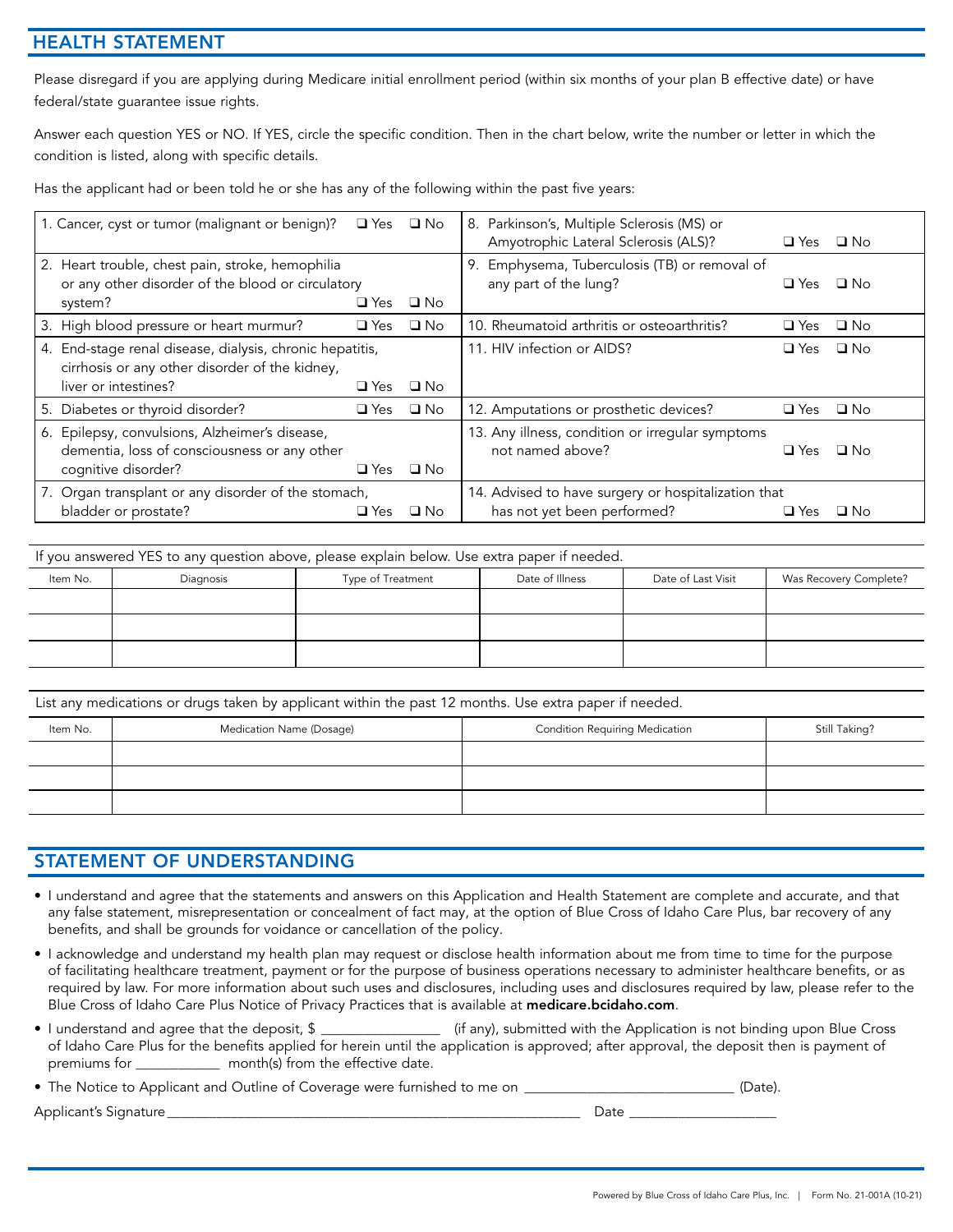## HEALTH STATEMENT

Please disregard if you are applying during Medicare initial enrollment period (within six months of your plan B effective date) or have federal/state guarantee issue rights.

Answer each question YES or NO. If YES, circle the specific condition. Then in the chart below, write the number or letter in which the condition is listed, along with specific details.

Has the applicant had or been told he or she has any of the following within the past five years:

| | |
|---|---|
| 1. Cancer, cyst or tumor (malignant or benign)? ❑ Yes ❑ No | 8. Parkinson's, Multiple Sclerosis (MS) or Amyotrophic Lateral Sclerosis (ALS)? ❑ Yes ❑ No |
| 2. Heart trouble, chest pain, stroke, hemophilia or any other disorder of the blood or circulatory system? ❑ Yes ❑ No | 9. Emphysema, Tuberculosis (TB) or removal of any part of the lung? ❑ Yes ❑ No |
| 3. High blood pressure or heart murmur? ❑ Yes ❑ No | 10. Rheumatoid arthritis or osteoarthritis? ❑ Yes ❑ No |
| 4. End-stage renal disease, dialysis, chronic hepatitis, cirrhosis or any other disorder of the kidney, liver or intestines? ❑ Yes ❑ No | 11. HIV infection or AIDS? ❑ Yes ❑ No |
| 5. Diabetes or thyroid disorder? ❑ Yes ❑ No | 12. Amputations or prosthetic devices? ❑ Yes ❑ No |
| 6. Epilepsy, convulsions, Alzheimer's disease, dementia, loss of consciousness or any other cognitive disorder? ❑ Yes ❑ No | 13. Any illness, condition or irregular symptoms not named above? ❑ Yes ❑ No |
| 7. Organ transplant or any disorder of the stomach, bladder or prostate? ❑ Yes ❑ No | 14. Advised to have surgery or hospitalization that has not yet been performed? ❑ Yes ❑ No |

If you answered YES to any question above, please explain below. Use extra paper if needed.

| Item No. | Diagnosis | Type of Treatment | Date of Illness | Date of Last Visit | Was Recovery Complete? |
|---|---|---|---|---|---|
| | | | | | |
| | | | | | |
| | | | | | |

List any medications or drugs taken by applicant within the past 12 months. Use extra paper if needed.

| Item No. | Medication Name (Dosage) | Condition Requiring Medication | Still Taking? |
|---|---|---|---|
| | | | |
| | | | |
| | | | |

## STATEMENT OF UNDERSTANDING

- I understand and agree that the statements and answers on this Application and Health Statement are complete and accurate, and that any false statement, misrepresentation or concealment of fact may, at the option of Blue Cross of Idaho Care Plus, bar recovery of any benefits, and shall be grounds for voidance or cancellation of the policy.
- I acknowledge and understand my health plan may request or disclose health information about me from time to time for the purpose of facilitating healthcare treatment, payment or for the purpose of business operations necessary to administer healthcare benefits, or as required by law. For more information about such uses and disclosures, including uses and disclosures required by law, please refer to the Blue Cross of Idaho Care Plus Notice of Privacy Practices that is available at **medicare.bcidaho.com**.
- I understand and agree that the deposit, $ ________________ (if any), submitted with the Application is not binding upon Blue Cross of Idaho Care Plus for the benefits applied for herein until the application is approved; after approval, the deposit then is payment of premiums for ___________ month(s) from the effective date.
- The Notice to Applicant and Outline of Coverage were furnished to me on ____________________________ (Date).

Applicant's Signature__________________________________________________________ Date ____________________

Powered by Blue Cross of Idaho Care Plus, Inc. | Form No. 21-001A (10-21)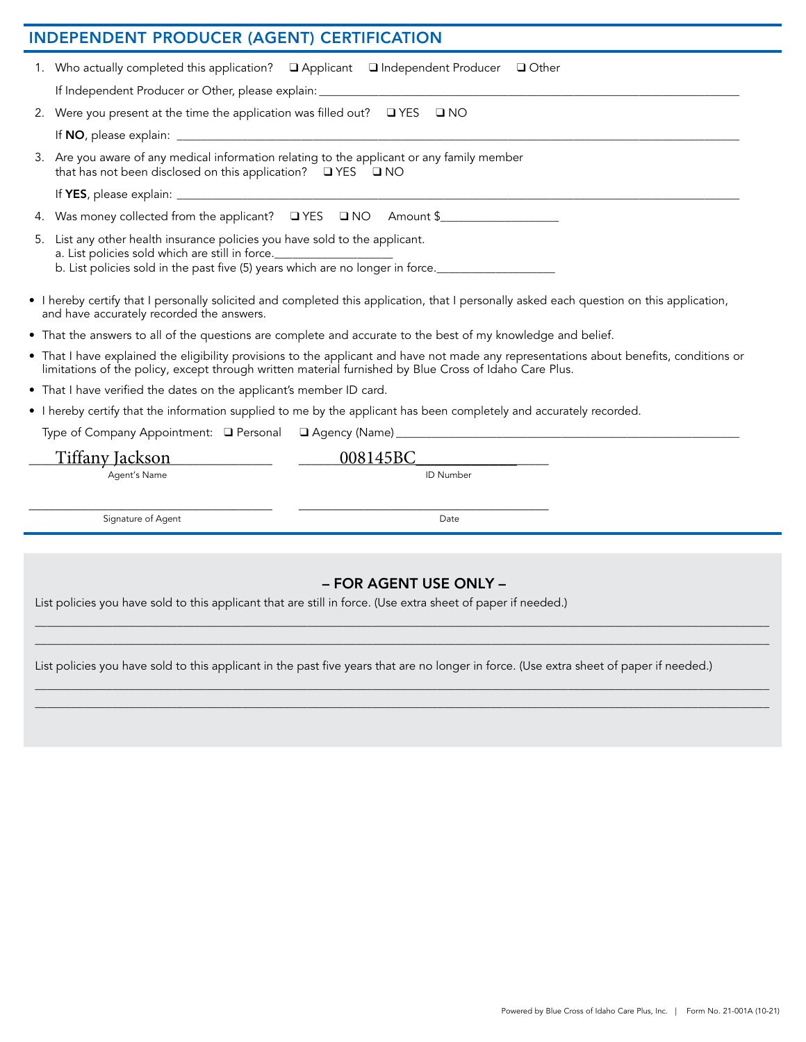## INDEPENDENT PRODUCER (AGENT) CERTIFICATION

1. Who actually completed this application? ❑ Applicant ❑ Independent Producer ❑ Other

   If Independent Producer or Other, please explain: ___________________________________________

2. Were you present at the time the application was filled out? ❑ YES ❑ NO

   If **NO**, please explain: ___________________________________________

3. Are you aware of any medical information relating to the applicant or any family member that has not been disclosed on this application? ❑ YES ❑ NO

   If **YES**, please explain: ___________________________________________

4. Was money collected from the applicant? ❑ YES ❑ NO Amount $__________________

5. List any other health insurance policies you have sold to the applicant.
   a. List policies sold which are still in force.__________________
   b. List policies sold in the past five (5) years which are no longer in force.__________________

- I hereby certify that I personally solicited and completed this application, that I personally asked each question on this application, and have accurately recorded the answers.
- That the answers to all of the questions are complete and accurate to the best of my knowledge and belief.
- That I have explained the eligibility provisions to the applicant and have not made any representations about benefits, conditions or limitations of the policy, except through written material furnished by Blue Cross of Idaho Care Plus.
- That I have verified the dates on the applicant's member ID card.
- I hereby certify that the information supplied to me by the applicant has been completely and accurately recorded.

Type of Company Appointment: ❑ Personal ❑ Agency (Name)___________________________________________

Tiffany Jackson
Agent's Name

008145BC
ID Number

__________________________
Signature of Agent

__________________________
Date

### – FOR AGENT USE ONLY –

List policies you have sold to this applicant that are still in force. (Use extra sheet of paper if needed.)

___________________________________________

___________________________________________

List policies you have sold to this applicant in the past five years that are no longer in force. (Use extra sheet of paper if needed.)

___________________________________________

___________________________________________

Powered by Blue Cross of Idaho Care Plus, Inc. | Form No. 21-001A (10-21)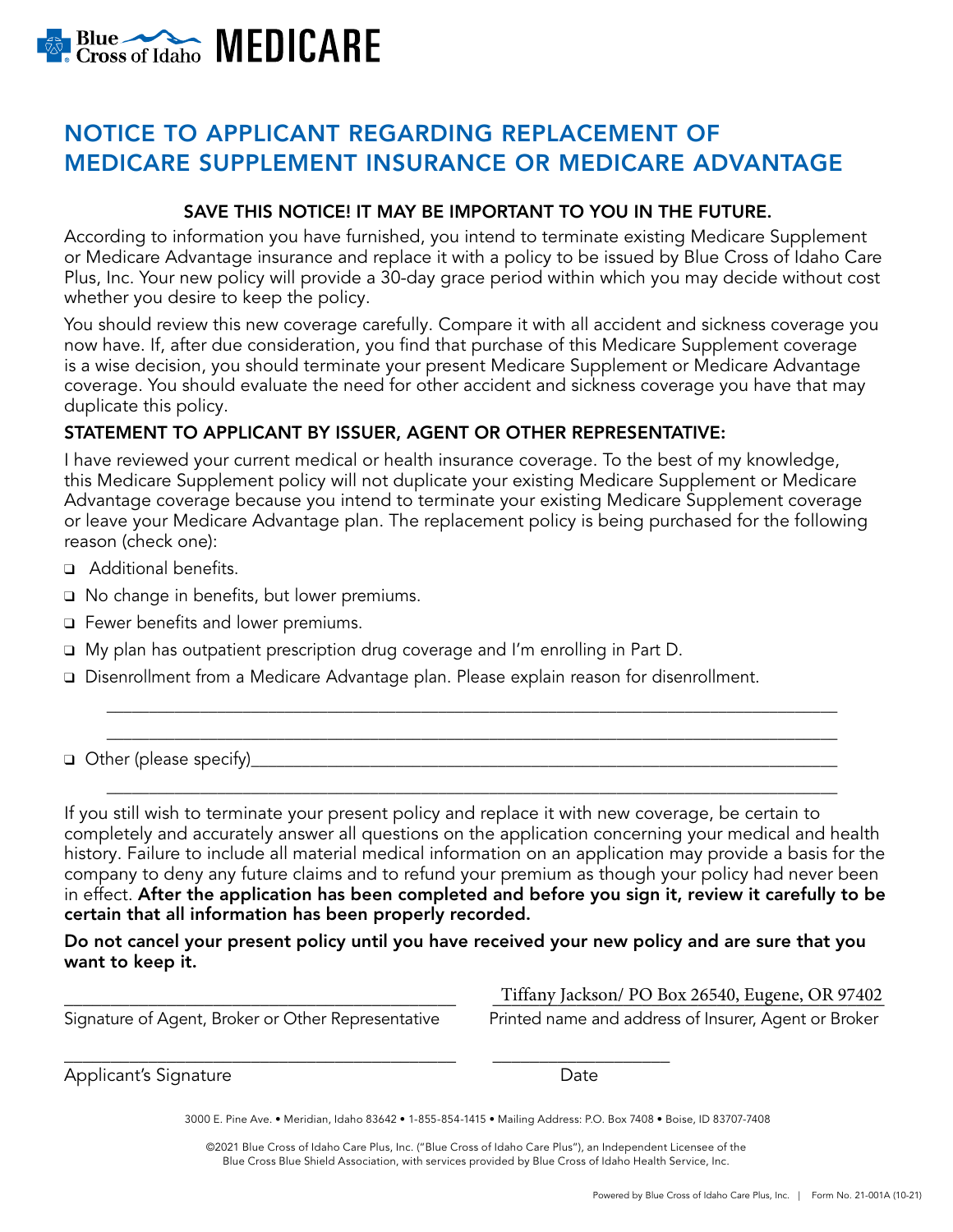Blue Cross of Idaho MEDICARE

# NOTICE TO APPLICANT REGARDING REPLACEMENT OF MEDICARE SUPPLEMENT INSURANCE OR MEDICARE ADVANTAGE

**SAVE THIS NOTICE! IT MAY BE IMPORTANT TO YOU IN THE FUTURE.**

According to information you have furnished, you intend to terminate existing Medicare Supplement or Medicare Advantage insurance and replace it with a policy to be issued by Blue Cross of Idaho Care Plus, Inc. Your new policy will provide a 30-day grace period within which you may decide without cost whether you desire to keep the policy.

You should review this new coverage carefully. Compare it with all accident and sickness coverage you now have. If, after due consideration, you find that purchase of this Medicare Supplement coverage is a wise decision, you should terminate your present Medicare Supplement or Medicare Advantage coverage. You should evaluate the need for other accident and sickness coverage you have that may duplicate this policy.

**STATEMENT TO APPLICANT BY ISSUER, AGENT OR OTHER REPRESENTATIVE:**

I have reviewed your current medical or health insurance coverage. To the best of my knowledge, this Medicare Supplement policy will not duplicate your existing Medicare Supplement or Medicare Advantage coverage because you intend to terminate your existing Medicare Supplement coverage or leave your Medicare Advantage plan. The replacement policy is being purchased for the following reason (check one):

- ❑ Additional benefits.
- ❑ No change in benefits, but lower premiums.
- ❑ Fewer benefits and lower premiums.
- ❑ My plan has outpatient prescription drug coverage and I'm enrolling in Part D.
- ❑ Disenrollment from a Medicare Advantage plan. Please explain reason for disenrollment.

  ______________________________________________________________________________

  ______________________________________________________________________________

- ❑ Other (please specify)______________________________________________________________

  ______________________________________________________________________________

If you still wish to terminate your present policy and replace it with new coverage, be certain to completely and accurately answer all questions on the application concerning your medical and health history. Failure to include all material medical information on an application may provide a basis for the company to deny any future claims and to refund your premium as though your policy had never been in effect. **After the application has been completed and before you sign it, review it carefully to be certain that all information has been properly recorded.**

**Do not cancel your present policy until you have received your new policy and are sure that you want to keep it.**

_____________________________________________ Tiffany Jackson/ PO Box 26540, Eugene, OR 97402

Signature of Agent, Broker or Other Representative | Printed name and address of Insurer, Agent or Broker

_____________________________________________ ____________________

Applicant's Signature | Date

3000 E. Pine Ave. • Meridian, Idaho 83642 • 1-855-854-1415 • Mailing Address: P.O. Box 7408 • Boise, ID 83707-7408

©2021 Blue Cross of Idaho Care Plus, Inc. ("Blue Cross of Idaho Care Plus"), an Independent Licensee of the Blue Cross Blue Shield Association, with services provided by Blue Cross of Idaho Health Service, Inc.

Powered by Blue Cross of Idaho Care Plus, Inc. | Form No. 21-001A (10-21)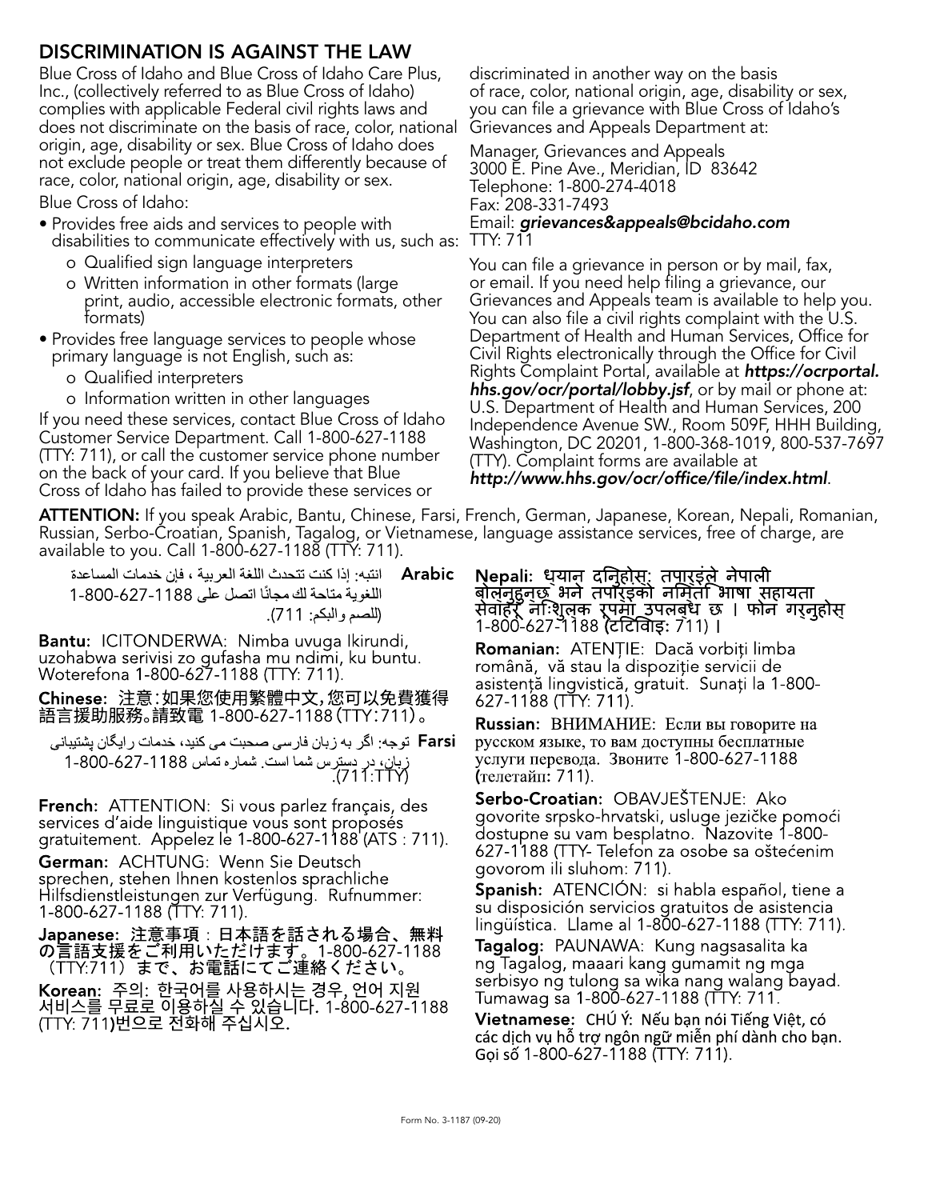## DISCRIMINATION IS AGAINST THE LAW

Blue Cross of Idaho and Blue Cross of Idaho Care Plus, Inc., (collectively referred to as Blue Cross of Idaho) complies with applicable Federal civil rights laws and does not discriminate on the basis of race, color, national origin, age, disability or sex. Blue Cross of Idaho does not exclude people or treat them differently because of race, color, national origin, age, disability or sex.

Blue Cross of Idaho:

- Provides free aids and services to people with disabilities to communicate effectively with us, such as:
  - o Qualified sign language interpreters
  - o Written information in other formats (large print, audio, accessible electronic formats, other formats)
- Provides free language services to people whose primary language is not English, such as:
  - o Qualified interpreters
  - o Information written in other languages

If you need these services, contact Blue Cross of Idaho Customer Service Department. Call 1-800-627-1188 (TTY: 711), or call the customer service phone number on the back of your card. If you believe that Blue Cross of Idaho has failed to provide these services or discriminated in another way on the basis of race, color, national origin, age, disability or sex, you can file a grievance with Blue Cross of Idaho's Grievances and Appeals Department at:

Manager, Grievances and Appeals
3000 E. Pine Ave., Meridian, ID 83642
Telephone: 1-800-274-4018
Fax: 208-331-7493
Email: ***grievances&appeals@bcidaho.com***
TTY: 711

You can file a grievance in person or by mail, fax, or email. If you need help filing a grievance, our Grievances and Appeals team is available to help you. You can also file a civil rights complaint with the U.S. Department of Health and Human Services, Office for Civil Rights electronically through the Office for Civil Rights Complaint Portal, available at ***https://ocrportal.hhs.gov/ocr/portal/lobby.jsf***, or by mail or phone at: U.S. Department of Health and Human Services, 200 Independence Avenue SW., Room 509F, HHH Building, Washington, DC 20201, 1-800-368-1019, 800-537-7697 (TTY). Complaint forms are available at ***http://www.hhs.gov/ocr/office/file/index.html***.

**ATTENTION:** If you speak Arabic, Bantu, Chinese, Farsi, French, German, Japanese, Korean, Nepali, Romanian, Russian, Serbo-Croatian, Spanish, Tagalog, or Vietnamese, language assistance services, free of charge, are available to you. Call 1-800-627-1188 (TTY: 711).

**Arabic** انتبه: إذا كنت تتحدث اللغة العربية ، فإن خدمات المساعدة اللغوية متاحة لك مجانًا اتصل على 1188-627-800-1 (للصم والبكم: 711).

**Bantu:** ICITONDERWA: Nimba uvuga Ikirundi, uzohabwa serivisi zo gufasha mu ndimi, ku buntu. Woterefona 1-800-627-1188 (TTY: 711).

**Chinese:** 注意：如果您使用繁體中文，您可以免費獲得語言援助服務。請致電 1-800-627-1188（TTY：711）。

**Farsi** توجه: اگر به زبان فارسی صحبت می کنید، خدمات رایگان پشتیبانی زبان، در دسترس شما است. شماره تماس 1188-627-800-1 (TTY:711).

**French:** ATTENTION: Si vous parlez français, des services d'aide linguistique vous sont proposés gratuitement. Appelez le 1-800-627-1188 (ATS : 711).

**German:** ACHTUNG: Wenn Sie Deutsch sprechen, stehen Ihnen kostenlos sprachliche Hilfsdienstleistungen zur Verfügung. Rufnummer: 1-800-627-1188 (TTY: 711).

**Japanese:** 注意事項：日本語を話される場合、無料の言語支援をご利用いただけます。1-800-627-1188（TTY:711）まで、お電話にてご連絡ください。

**Korean:** 주의: 한국어를 사용하시는 경우, 언어 지원 서비스를 무료로 이용하실 수 있습니다. 1-800-627-1188 (TTY: 711)번으로 전화해 주십시오.

**Nepali:** ध्यान दिनुहोस्: तपाइंले नेपाली बोल्नुहुन्छ भने तपाइंको निम्ति भाषा सहायता सेवाहरू निःशुल्क रूपमा उपलब्ध छ । फोन गर्नुहोस् 1-800-627-1188 (टिटिवाइ: 711) ।

**Romanian:** ATENȚIE: Dacă vorbiți limba română, vă stau la dispoziție servicii de asistență lingvistică, gratuit. Sunați la 1-800-627-1188 (TTY: 711).

**Russian:** ВНИМАНИЕ: Если вы говорите на русском языке, то вам доступны бесплатные услуги перевода. Звоните 1-800-627-1188 (телетайп: 711).

**Serbo-Croatian:** OBAVJEŠTENJE: Ako govorite srpsko-hrvatski, usluge jezičke pomoći dostupne su vam besplatno. Nazovite 1-800-627-1188 (TTY- Telefon za osobe sa oštećenim govorom ili sluhom: 711).

**Spanish:** ATENCIÓN: si habla español, tiene a su disposición servicios gratuitos de asistencia lingüística. Llame al 1-800-627-1188 (TTY: 711).

**Tagalog:** PAUNAWA: Kung nagsasalita ka ng Tagalog, maaari kang gumamit ng mga serbisyo ng tulong sa wika nang walang bayad. Tumawag sa 1-800-627-1188 (TTY: 711.

**Vietnamese:** CHÚ Ý: Nếu bạn nói Tiếng Việt, có các dịch vụ hỗ trợ ngôn ngữ miễn phí dành cho bạn. Gọi số 1-800-627-1188 (TTY: 711).

Form No. 3-1187 (09-20)